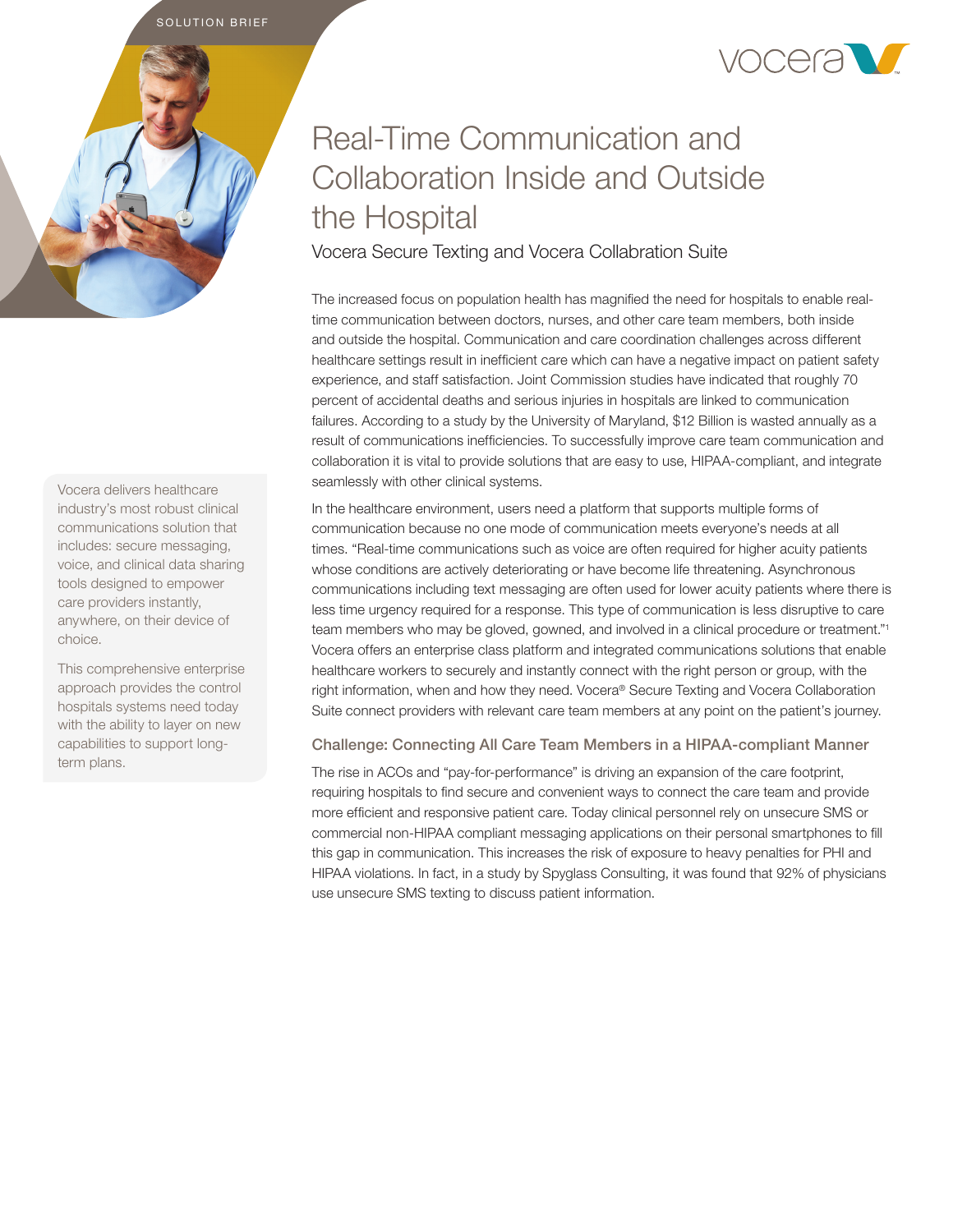SOLUTION BRIEF

# Real-Time Communication and Collaboration Inside and Outside the Hospital

## Vocera Secure Texting and Vocera Collaboration Suite

Vocera delivers healthcare industry's most robust clinical communications solution that includes: secure messaging, voice, and clinical data sharing tools designed to empower care providers instantly, anywhere, on their device of choice.

This comprehensive enterprise approach provides the control hospitals systems need today with the ability to layer on new capabilities to support long-term plans.

The increased focus on population health has magnified the need for hospitals to enable real-time communication between doctors, nurses, and other care team members, both inside and outside the hospital. Communication and care coordination challenges across different healthcare settings result in inefficient care which can have a negative impact on patient safety experience, and staff satisfaction. Joint Commission studies have indicated that roughly 70 percent of accidental deaths and serious injuries in hospitals are linked to communication failures. According to a study by the University of Maryland, $12 Billion is wasted annually as a result of communications inefficiencies. To successfully improve care team communication and collaboration it is vital to provide solutions that are easy to use, HIPAA-compliant, and integrate seamlessly with other clinical systems.

In the healthcare environment, users need a platform that supports multiple forms of communication because no one mode of communication meets everyone's needs at all times. "Real-time communications such as voice are often required for higher acuity patients whose conditions are actively deteriorating or have become life threatening. Asynchronous communications including text messaging are often used for lower acuity patients where there is less time urgency required for a response. This type of communication is less disruptive to care team members who may be gloved, gowned, and involved in a clinical procedure or treatment."[1] Vocera offers an enterprise class platform and integrated communications solutions that enable healthcare workers to securely and instantly connect with the right person or group, with the right information, when and how they need. Vocera® Secure Texting and Vocera Collaboration Suite connect providers with relevant care team members at any point on the patient's journey.

### Challenge: Connecting All Care Team Members in a HIPAA-compliant Manner

The rise in ACOs and "pay-for-performance" is driving an expansion of the care footprint, requiring hospitals to find secure and convenient ways to connect the care team and provide more efficient and responsive patient care. Today clinical personnel rely on unsecure SMS or commercial non-HIPAA compliant messaging applications on their personal smartphones to fill this gap in communication. This increases the risk of exposure to heavy penalties for PHI and HIPAA violations. In fact, in a study by Spyglass Consulting, it was found that 92% of physicians use unsecure SMS texting to discuss patient information.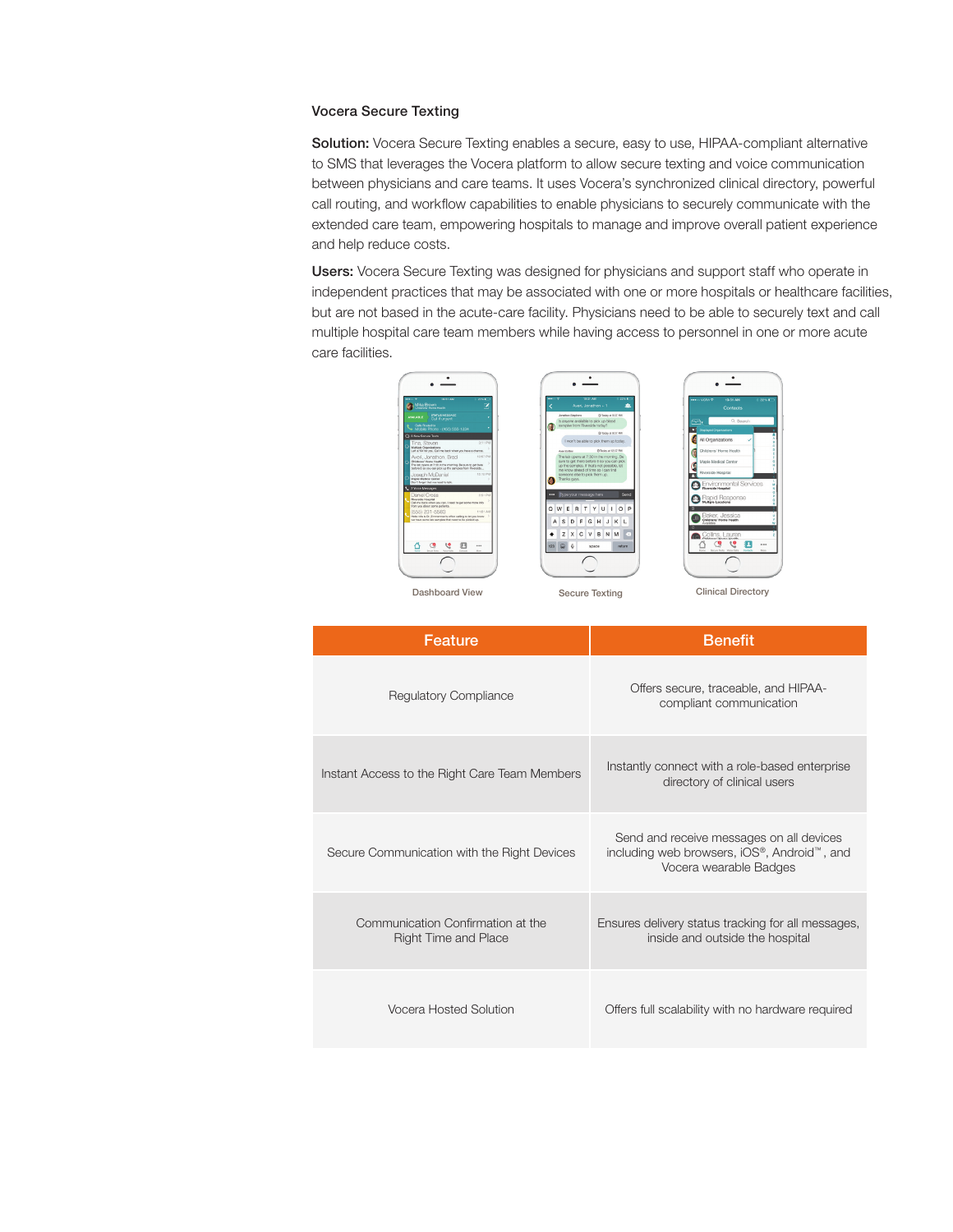### Vocera Secure Texting

**Solution:** Vocera Secure Texting enables a secure, easy to use, HIPAA-compliant alternative to SMS that leverages the Vocera platform to allow secure texting and voice communication between physicians and care teams. It uses Vocera's synchronized clinical directory, powerful call routing, and workflow capabilities to enable physicians to securely communicate with the extended care team, empowering hospitals to manage and improve overall patient experience and help reduce costs.

**Users:** Vocera Secure Texting was designed for physicians and support staff who operate in independent practices that may be associated with one or more hospitals or healthcare facilities, but are not based in the acute-care facility. Physicians need to be able to securely text and call multiple hospital care team members while having access to personnel in one or more acute care facilities.

Dashboard View

Secure Texting

Clinical Directory

| Feature | Benefit |
|---|---|
| Regulatory Compliance | Offers secure, traceable, and HIPAA-compliant communication |
| Instant Access to the Right Care Team Members | Instantly connect with a role-based enterprise directory of clinical users |
| Secure Communication with the Right Devices | Send and receive messages on all devices including web browsers, iOS®, Android™, and Vocera wearable Badges |
| Communication Confirmation at the Right Time and Place | Ensures delivery status tracking for all messages, inside and outside the hospital |
| Vocera Hosted Solution | Offers full scalability with no hardware required |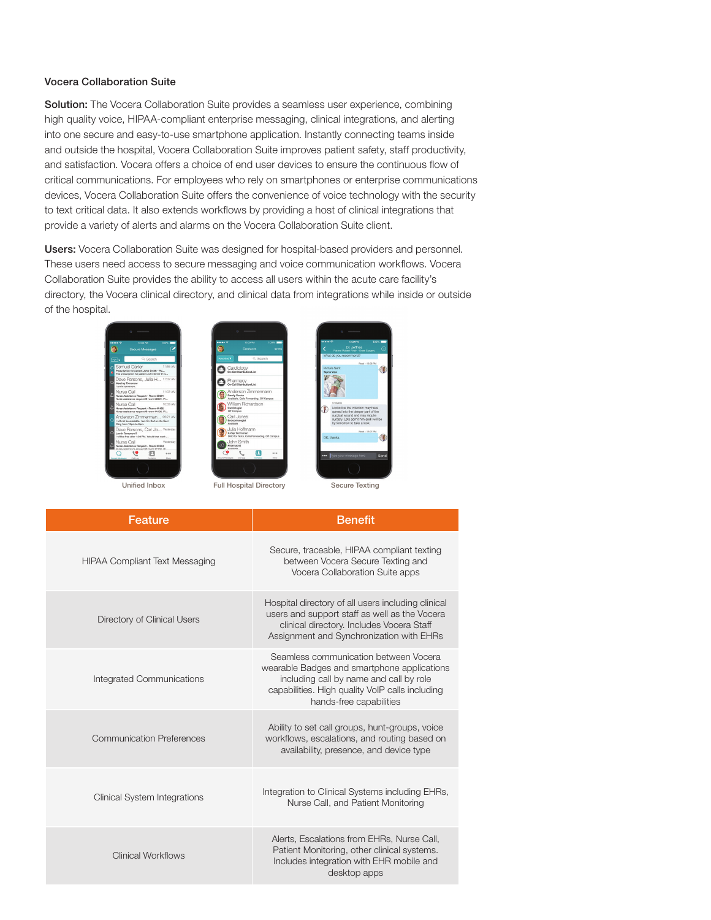### Vocera Collaboration Suite

**Solution:** The Vocera Collaboration Suite provides a seamless user experience, combining high quality voice, HIPAA-compliant enterprise messaging, clinical integrations, and alerting into one secure and easy-to-use smartphone application. Instantly connecting teams inside and outside the hospital, Vocera Collaboration Suite improves patient safety, staff productivity, and satisfaction. Vocera offers a choice of end user devices to ensure the continuous flow of critical communications. For employees who rely on smartphones or enterprise communications devices, Vocera Collaboration Suite offers the convenience of voice technology with the security to text critical data. It also extends workflows by providing a host of clinical integrations that provide a variety of alerts and alarms on the Vocera Collaboration Suite client.

**Users:** Vocera Collaboration Suite was designed for hospital-based providers and personnel. These users need access to secure messaging and voice communication workflows. Vocera Collaboration Suite provides the ability to access all users within the acute care facility's directory, the Vocera clinical directory, and clinical data from integrations while inside or outside of the hospital.

Unified Inbox

Full Hospital Directory

Secure Texting

| Feature | Benefit |
| --- | --- |
| HIPAA Compliant Text Messaging | Secure, traceable, HIPAA compliant texting between Vocera Secure Texting and Vocera Collaboration Suite apps |
| Directory of Clinical Users | Hospital directory of all users including clinical users and support staff as well as the Vocera clinical directory. Includes Vocera Staff Assignment and Synchronization with EHRs |
| Integrated Communications | Seamless communication between Vocera wearable Badges and smartphone applications including call by name and call by role capabilities. High quality VoIP calls including hands-free capabilities |
| Communication Preferences | Ability to set call groups, hunt-groups, voice workflows, escalations, and routing based on availability, presence, and device type |
| Clinical System Integrations | Integration to Clinical Systems including EHRs, Nurse Call, and Patient Monitoring |
| Clinical Workflows | Alerts, Escalations from EHRs, Nurse Call, Patient Monitoring, other clinical systems. Includes integration with EHR mobile and desktop apps |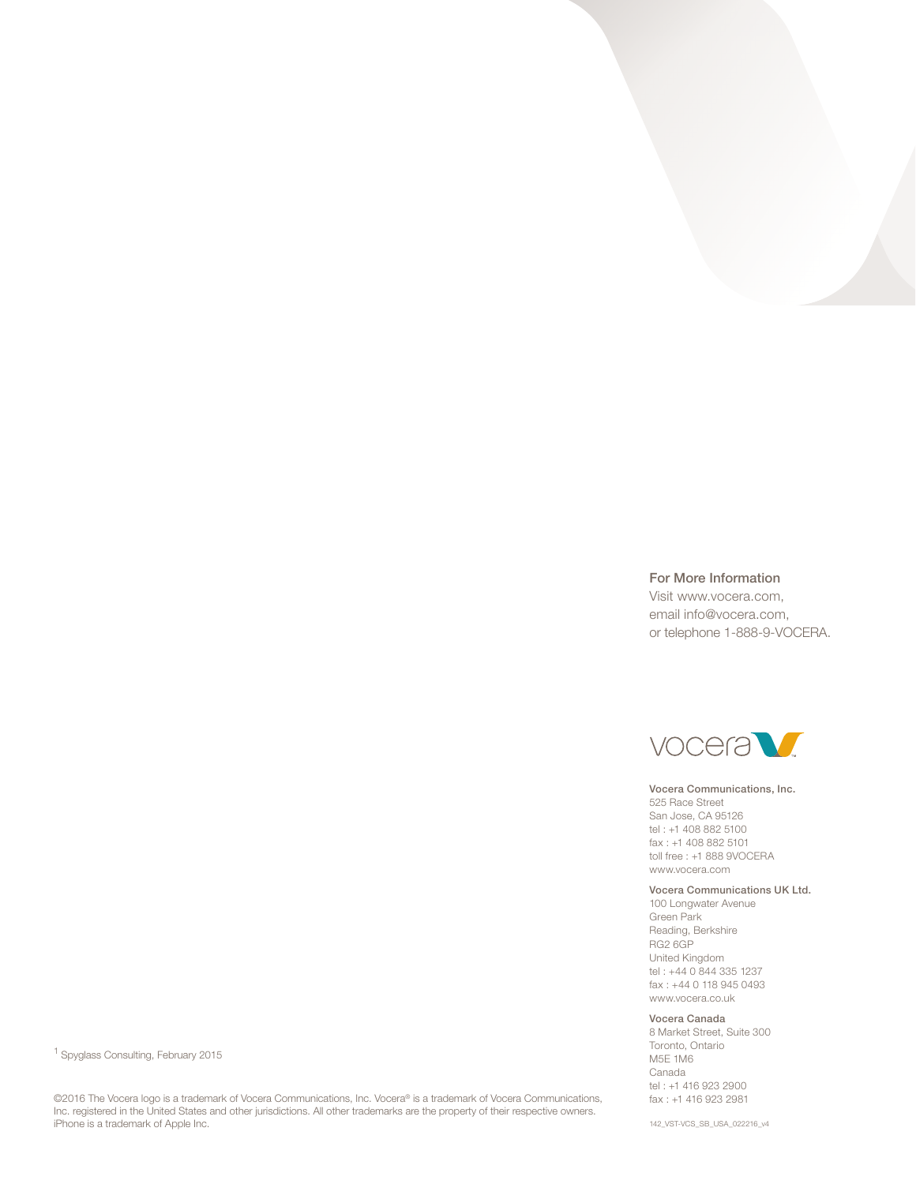### For More Information

Visit www.vocera.com,
email info@vocera.com,
or telephone 1-888-9-VOCERA.

**Vocera Communications, Inc.**
525 Race Street
San Jose, CA 95126
tel : +1 408 882 5100
fax : +1 408 882 5101
toll free : +1 888 9VOCERA
www.vocera.com

**Vocera Communications UK Ltd.**
100 Longwater Avenue
Green Park
Reading, Berkshire
RG2 6GP
United Kingdom
tel : +44 0 844 335 1237
fax : +44 0 118 945 0493
www.vocera.co.uk

**Vocera Canada**
8 Market Street, Suite 300
Toronto, Ontario
M5E 1M6
Canada
tel : +1 416 923 2900
fax : +1 416 923 2981

[1] Spyglass Consulting, February 2015

©2016 The Vocera logo is a trademark of Vocera Communications, Inc. Vocera® is a trademark of Vocera Communications, Inc. registered in the United States and other jurisdictions. All other trademarks are the property of their respective owners. iPhone is a trademark of Apple Inc.

142_VST-VCS_SB_USA_022216_v4